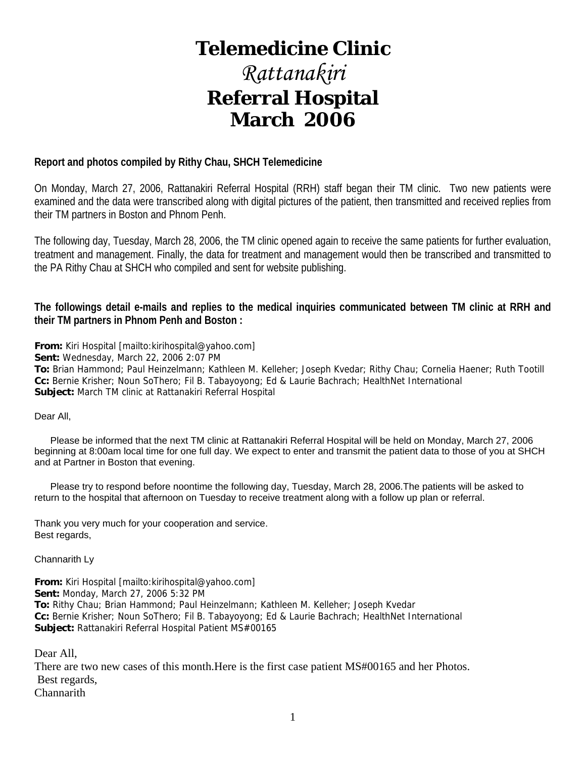# Telemedicine Clinic

## *Rattanakiri*

## Referral Hospital

## March 2006

**Report and photos compiled by Rithy Chau, SHCH Telemedicine**

On Monday, March 27, 2006, Rattanakiri Referral Hospital (RRH) staff began their TM clinic. Two new patients were examined and the data were transcribed along with digital pictures of the patient, then transmitted and received replies from their TM partners in Boston and Phnom Penh.

The following day, Tuesday, March 28, 2006, the TM clinic opened again to receive the same patients for further evaluation, treatment and management. Finally, the data for treatment and management would then be transcribed and transmitted to the PA Rithy Chau at SHCH who compiled and sent for website publishing.

**The followings detail e-mails and replies to the medical inquiries communicated between TM clinic at RRH and their TM partners in Phnom Penh and Boston :**

**From:** Kiri Hospital [mailto:kirihospital@yahoo.com]
**Sent:** Wednesday, March 22, 2006 2:07 PM
**To:** Brian Hammond; Paul Heinzelmann; Kathleen M. Kelleher; Joseph Kvedar; Rithy Chau; Cornelia Haener; Ruth Tootill
**Cc:** Bernie Krisher; Noun SoThero; Fil B. Tabayoyong; Ed & Laurie Bachrach; HealthNet International
**Subject:** March TM clinic at Rattanakiri Referral Hospital

Dear All,

Please be informed that the next TM clinic at Rattanakiri Referral Hospital will be held on Monday, March 27, 2006 beginning at 8:00am local time for one full day. We expect to enter and transmit the patient data to those of you at SHCH and at Partner in Boston that evening.

Please try to respond before noontime the following day, Tuesday, March 28, 2006.The patients will be asked to return to the hospital that afternoon on Tuesday to receive treatment along with a follow up plan or referral.

Thank you very much for your cooperation and service.
Best regards,

Channarith Ly

**From:** Kiri Hospital [mailto:kirihospital@yahoo.com]
**Sent:** Monday, March 27, 2006 5:32 PM
**To:** Rithy Chau; Brian Hammond; Paul Heinzelmann; Kathleen M. Kelleher; Joseph Kvedar
**Cc:** Bernie Krisher; Noun SoThero; Fil B. Tabayoyong; Ed & Laurie Bachrach; HealthNet International
**Subject:** Rattanakiri Referral Hospital Patient MS#00165

Dear All,
There are two new cases of this month.Here is the first case patient MS#00165 and her Photos.
Best regards,
Channarith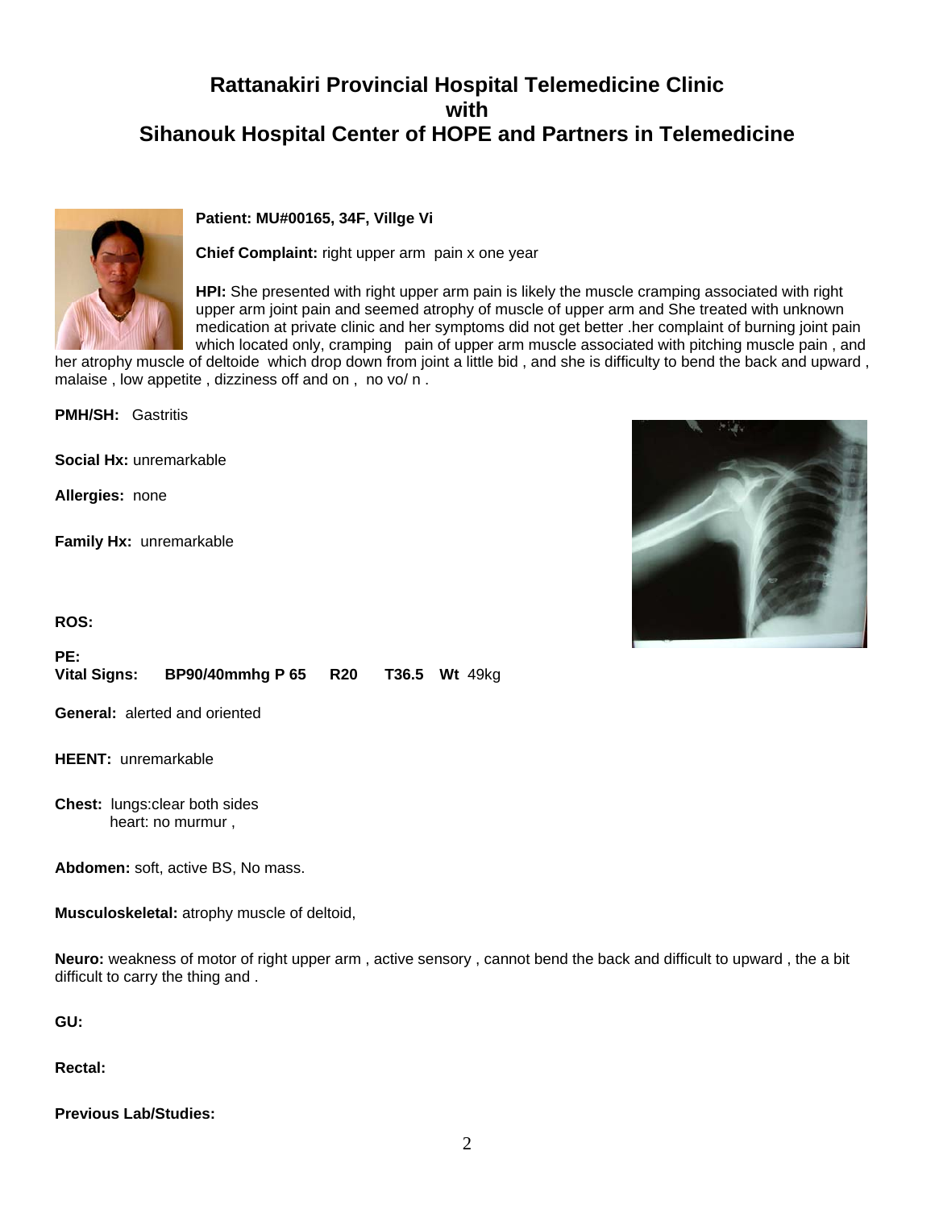# Rattanakiri Provincial Hospital Telemedicine Clinic
# with
# Sihanouk Hospital Center of HOPE and Partners in Telemedicine

**Patient: MU#00165, 34F, Villge Vi**

**Chief Complaint:** right upper arm pain x one year

**HPI:** She presented with right upper arm pain is likely the muscle cramping associated with right upper arm joint pain and seemed atrophy of muscle of upper arm and She treated with unknown medication at private clinic and her symptoms did not get better .her complaint of burning joint pain which located only, cramping pain of upper arm muscle associated with pitching muscle pain , and her atrophy muscle of deltoide which drop down from joint a little bid , and she is difficulty to bend the back and upward , malaise , low appetite , dizziness off and on , no vo/ n .

**PMH/SH:** Gastritis

**Social Hx:** unremarkable

**Allergies:** none

**Family Hx:** unremarkable

**ROS:**

**PE:**
**Vital Signs:** **BP**90/40mmhg **P** 65 **R**20 **T**36.5 **Wt** 49kg

**General:** alerted and oriented

**HEENT:** unremarkable

**Chest:** lungs:clear both sides
heart: no murmur ,

**Abdomen:** soft, active BS, No mass.

**Musculoskeletal:** atrophy muscle of deltoid,

**Neuro:** weakness of motor of right upper arm , active sensory , cannot bend the back and difficult to upward , the a bit difficult to carry the thing and .

**GU:**

**Rectal:**

**Previous Lab/Studies:**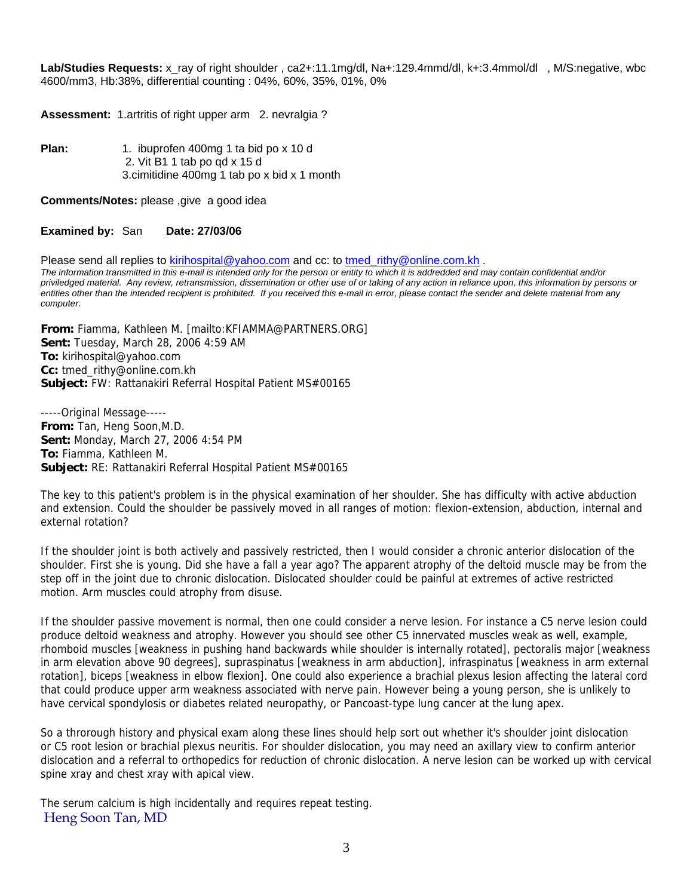**Lab/Studies Requests:** x_ray of right shoulder , ca2+:11.1mg/dl, Na+:129.4mmd/dl, k+:3.4mmol/dl , M/S:negative, wbc 4600/mm3, Hb:38%, differential counting : 04%, 60%, 35%, 01%, 0%

**Assessment:** 1.artritis of right upper arm 2. nevralgia ?

**Plan:**
1. ibuprofen 400mg 1 ta bid po x 10 d
2. Vit B1 1 tab po qd x 15 d
3. cimitidine 400mg 1 tab po x bid x 1 month

**Comments/Notes:** please ,give a good idea

**Examined by:** San **Date: 27/03/06**

Please send all replies to kirihospital@yahoo.com and cc: to tmed_rithy@online.com.kh .

*The information transmitted in this e-mail is intended only for the person or entity to which it is addredded and may contain confidential and/or priviledged material. Any review, retransmission, dissemination or other use of or taking of any action in reliance upon, this information by persons or entities other than the intended recipient is prohibited. If you received this e-mail in error, please contact the sender and delete material from any computer.*

**From:** Fiamma, Kathleen M. [mailto:KFIAMMA@PARTNERS.ORG]
**Sent:** Tuesday, March 28, 2006 4:59 AM
**To:** kirihospital@yahoo.com
**Cc:** tmed_rithy@online.com.kh
**Subject:** FW: Rattanakiri Referral Hospital Patient MS#00165

-----Original Message-----
**From:** Tan, Heng Soon,M.D.
**Sent:** Monday, March 27, 2006 4:54 PM
**To:** Fiamma, Kathleen M.
**Subject:** RE: Rattanakiri Referral Hospital Patient MS#00165

The key to this patient's problem is in the physical examination of her shoulder. She has difficulty with active abduction and extension. Could the shoulder be passively moved in all ranges of motion: flexion-extension, abduction, internal and external rotation?

If the shoulder joint is both actively and passively restricted, then I would consider a chronic anterior dislocation of the shoulder. First she is young. Did she have a fall a year ago? The apparent atrophy of the deltoid muscle may be from the step off in the joint due to chronic dislocation. Dislocated shoulder could be painful at extremes of active restricted motion. Arm muscles could atrophy from disuse.

If the shoulder passive movement is normal, then one could consider a nerve lesion. For instance a C5 nerve lesion could produce deltoid weakness and atrophy. However you should see other C5 innervated muscles weak as well, example, rhomboid muscles [weakness in pushing hand backwards while shoulder is internally rotated], pectoralis major [weakness in arm elevation above 90 degrees], supraspinatus [weakness in arm abduction], infraspinatus [weakness in arm external rotation], biceps [weakness in elbow flexion]. One could also experience a brachial plexus lesion affecting the lateral cord that could produce upper arm weakness associated with nerve pain. However being a young person, she is unlikely to have cervical spondylosis or diabetes related neuropathy, or Pancoast-type lung cancer at the lung apex.

So a throrough history and physical exam along these lines should help sort out whether it's shoulder joint dislocation or C5 root lesion or brachial plexus neuritis. For shoulder dislocation, you may need an axillary view to confirm anterior dislocation and a referral to orthopedics for reduction of chronic dislocation. A nerve lesion can be worked up with cervical spine xray and chest xray with apical view.

The serum calcium is high incidentally and requires repeat testing.

Heng Soon Tan, MD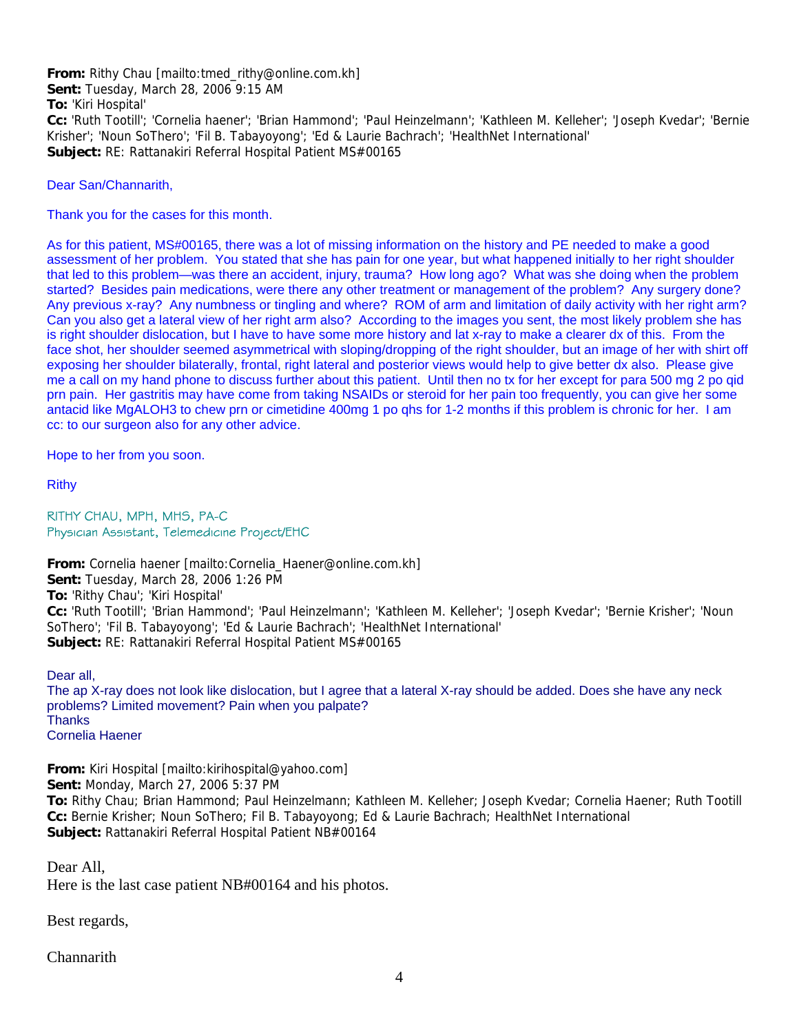**From:** Rithy Chau [mailto:tmed_rithy@online.com.kh]
**Sent:** Tuesday, March 28, 2006 9:15 AM
**To:** 'Kiri Hospital'
**Cc:** 'Ruth Tootill'; 'Cornelia haener'; 'Brian Hammond'; 'Paul Heinzelmann'; 'Kathleen M. Kelleher'; 'Joseph Kvedar'; 'Bernie Krisher'; 'Noun SoThero'; 'Fil B. Tabayoyong'; 'Ed & Laurie Bachrach'; 'HealthNet International'
**Subject:** RE: Rattanakiri Referral Hospital Patient MS#00165

Dear San/Channarith,

Thank you for the cases for this month.

As for this patient, MS#00165, there was a lot of missing information on the history and PE needed to make a good assessment of her problem. You stated that she has pain for one year, but what happened initially to her right shoulder that led to this problem—was there an accident, injury, trauma? How long ago? What was she doing when the problem started? Besides pain medications, were there any other treatment or management of the problem? Any surgery done? Any previous x-ray? Any numbness or tingling and where? ROM of arm and limitation of daily activity with her right arm? Can you also get a lateral view of her right arm also? According to the images you sent, the most likely problem she has is right shoulder dislocation, but I have to have some more history and lat x-ray to make a clearer dx of this. From the face shot, her shoulder seemed asymmetrical with sloping/dropping of the right shoulder, but an image of her with shirt off exposing her shoulder bilaterally, frontal, right lateral and posterior views would help to give better dx also. Please give me a call on my hand phone to discuss further about this patient. Until then no tx for her except for para 500 mg 2 po qid prn pain. Her gastritis may have come from taking NSAIDs or steroid for her pain too frequently, you can give her some antacid like MgALOH3 to chew prn or cimetidine 400mg 1 po qhs for 1-2 months if this problem is chronic for her. I am cc: to our surgeon also for any other advice.

Hope to her from you soon.

Rithy

RITHY CHAU, MPH, MHS, PA-C
Physician Assistant, Telemedicine Project/EHC

**From:** Cornelia haener [mailto:Cornelia_Haener@online.com.kh]
**Sent:** Tuesday, March 28, 2006 1:26 PM
**To:** 'Rithy Chau'; 'Kiri Hospital'
**Cc:** 'Ruth Tootill'; 'Brian Hammond'; 'Paul Heinzelmann'; 'Kathleen M. Kelleher'; 'Joseph Kvedar'; 'Bernie Krisher'; 'Noun SoThero'; 'Fil B. Tabayoyong'; 'Ed & Laurie Bachrach'; 'HealthNet International'
**Subject:** RE: Rattanakiri Referral Hospital Patient MS#00165

Dear all,
The ap X-ray does not look like dislocation, but I agree that a lateral X-ray should be added. Does she have any neck problems? Limited movement? Pain when you palpate?
Thanks
Cornelia Haener

**From:** Kiri Hospital [mailto:kirihospital@yahoo.com]
**Sent:** Monday, March 27, 2006 5:37 PM
**To:** Rithy Chau; Brian Hammond; Paul Heinzelmann; Kathleen M. Kelleher; Joseph Kvedar; Cornelia Haener; Ruth Tootill
**Cc:** Bernie Krisher; Noun SoThero; Fil B. Tabayoyong; Ed & Laurie Bachrach; HealthNet International
**Subject:** Rattanakiri Referral Hospital Patient NB#00164

Dear All,
Here is the last case patient NB#00164 and his photos.

Best regards,

Channarith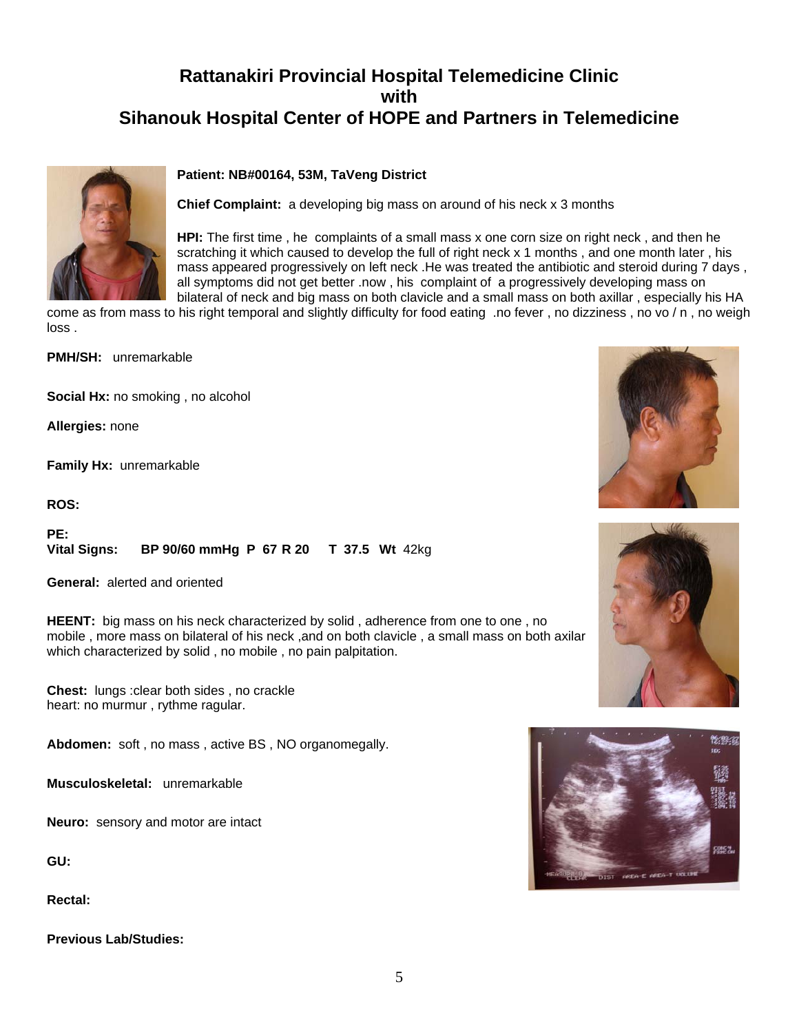# Rattanakiri Provincial Hospital Telemedicine Clinic with Sihanouk Hospital Center of HOPE and Partners in Telemedicine

**Patient: NB#00164, 53M, TaVeng District**

**Chief Complaint:** a developing big mass on around of his neck x 3 months

**HPI:** The first time , he complaints of a small mass x one corn size on right neck , and then he scratching it which caused to develop the full of right neck x 1 months , and one month later , his mass appeared progressively on left neck .He was treated the antibiotic and steroid during 7 days , all symptoms did not get better .now , his complaint of a progressively developing mass on bilateral of neck and big mass on both clavicle and a small mass on both axillar , especially his HA come as from mass to his right temporal and slightly difficulty for food eating .no fever , no dizziness , no vo / n , no weigh loss .

**PMH/SH:** unremarkable

**Social Hx:** no smoking , no alcohol

**Allergies:** none

**Family Hx:** unremarkable

**ROS:**

**PE:**

**Vital Signs:** BP 90/60 mmHg P 67 R 20 T 37.5 Wt 42kg

**General:** alerted and oriented

**HEENT:** big mass on his neck characterized by solid , adherence from one to one , no mobile , more mass on bilateral of his neck ,and on both clavicle , a small mass on both axilar which characterized by solid , no mobile , no pain palpitation.

**Chest:** lungs :clear both sides , no crackle
heart: no murmur , rythme ragular.

**Abdomen:** soft , no mass , active BS , NO organomegally.

**Musculoskeletal:** unremarkable

**Neuro:** sensory and motor are intact

**GU:**

**Rectal:**

**Previous Lab/Studies:**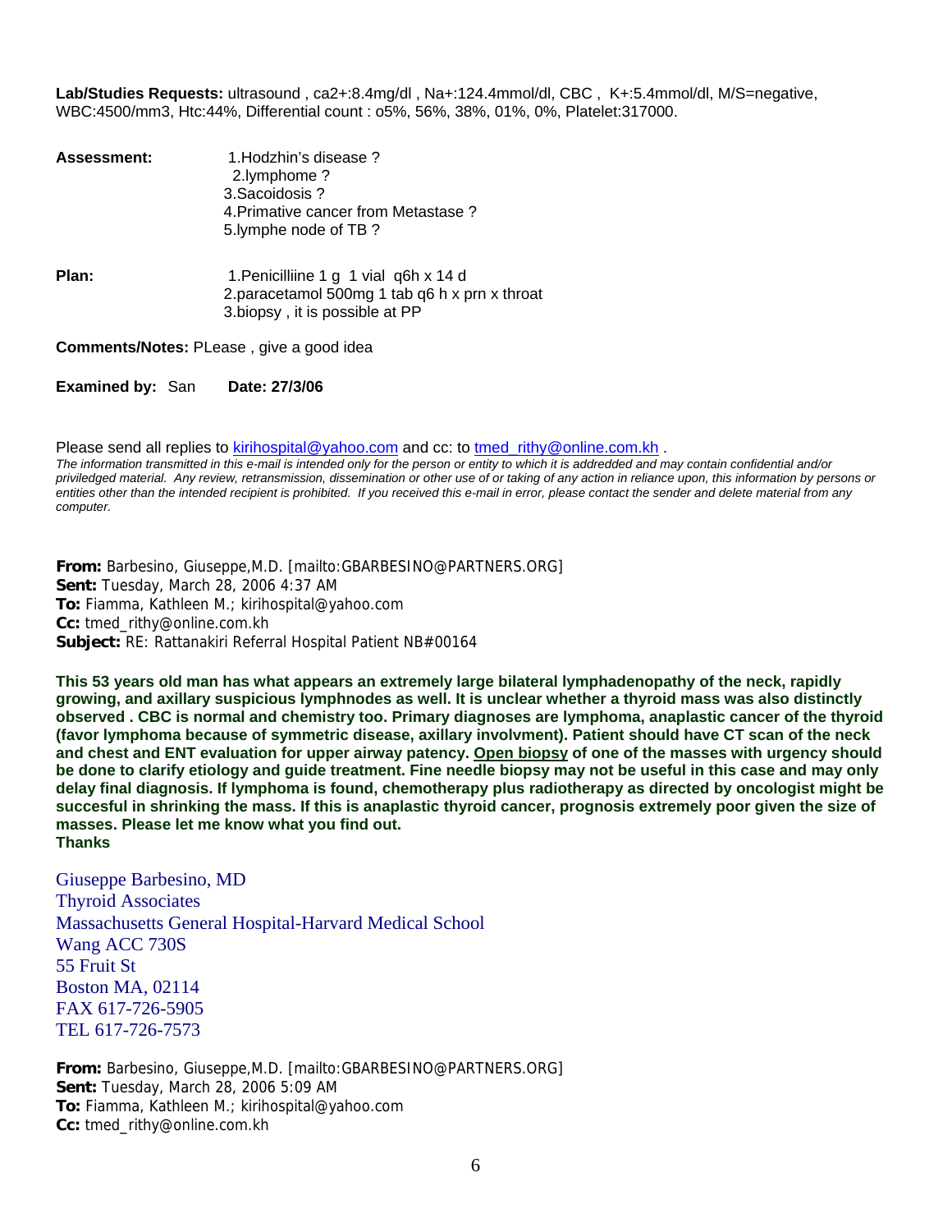**Lab/Studies Requests:** ultrasound , ca2+:8.4mg/dl , Na+:124.4mmol/dl, CBC , K+:5.4mmol/dl, M/S=negative, WBC:4500/mm3, Htc:44%, Differential count : o5%, 56%, 38%, 01%, 0%, Platelet:317000.

**Assessment:**
1. Hodzhin's disease ?
2. lymphome ?
3. Sacoidosis ?
4. Primative cancer from Metastase ?
5. lymphe node of TB ?

**Plan:**
1. Penicilliine 1 g 1 vial q6h x 14 d
2. paracetamol 500mg 1 tab q6 h x prn x throat
3. biopsy , it is possible at PP

**Comments/Notes:** PLease , give a good idea

**Examined by:** San **Date: 27/3/06**

Please send all replies to kirihospital@yahoo.com and cc: to tmed_rithy@online.com.kh .

*The information transmitted in this e-mail is intended only for the person or entity to which it is addredded and may contain confidential and/or priviledged material. Any review, retransmission, dissemination or other use of or taking of any action in reliance upon, this information by persons or entities other than the intended recipient is prohibited. If you received this e-mail in error, please contact the sender and delete material from any computer.*

**From:** Barbesino, Giuseppe,M.D. [mailto:GBARBESINO@PARTNERS.ORG]
**Sent:** Tuesday, March 28, 2006 4:37 AM
**To:** Fiamma, Kathleen M.; kirihospital@yahoo.com
**Cc:** tmed_rithy@online.com.kh
**Subject:** RE: Rattanakiri Referral Hospital Patient NB#00164

**This 53 years old man has what appears an extremely large bilateral lymphadenopathy of the neck, rapidly growing, and axillary suspicious lymphnodes as well. It is unclear whether a thyroid mass was also distinctly observed . CBC is normal and chemistry too. Primary diagnoses are lymphoma, anaplastic cancer of the thyroid (favor lymphoma because of symmetric disease, axillary involvment). Patient should have CT scan of the neck and chest and ENT evaluation for upper airway patency. Open biopsy of one of the masses with urgency should be done to clarify etiology and guide treatment. Fine needle biopsy may not be useful in this case and may only delay final diagnosis. If lymphoma is found, chemotherapy plus radiotherapy as directed by oncologist might be succesful in shrinking the mass. If this is anaplastic thyroid cancer, prognosis extremely poor given the size of masses. Please let me know what you find out.**
**Thanks**

Giuseppe Barbesino, MD
Thyroid Associates
Massachusetts General Hospital-Harvard Medical School
Wang ACC 730S
55 Fruit St
Boston MA, 02114
FAX 617-726-5905
TEL 617-726-7573

**From:** Barbesino, Giuseppe,M.D. [mailto:GBARBESINO@PARTNERS.ORG]
**Sent:** Tuesday, March 28, 2006 5:09 AM
**To:** Fiamma, Kathleen M.; kirihospital@yahoo.com
**Cc:** tmed_rithy@online.com.kh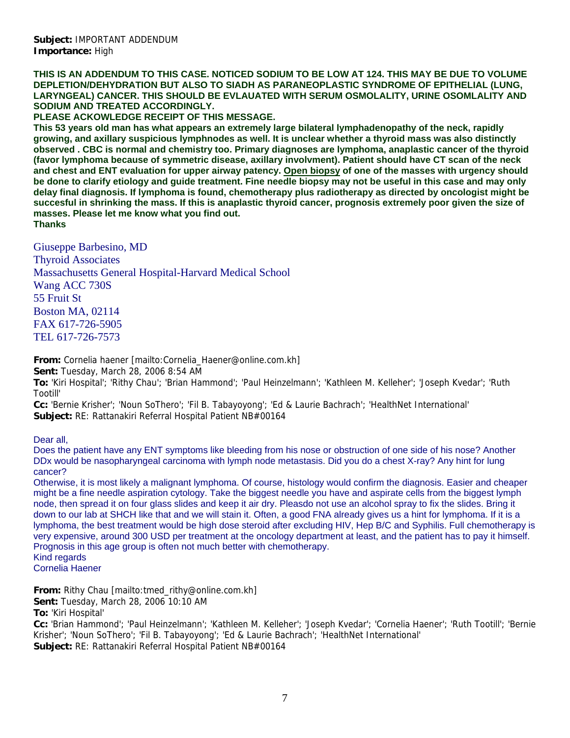**Subject:** IMPORTANT ADDENDUM
**Importance:** High

**THIS IS AN ADDENDUM TO THIS CASE. NOTICED SODIUM TO BE LOW AT 124. THIS MAY BE DUE TO VOLUME DEPLETION/DEHYDRATION BUT ALSO TO SIADH AS PARANEOPLASTIC SYNDROME OF EPITHELIAL (LUNG, LARYNGEAL) CANCER. THIS SHOULD BE EVLAUATED WITH SERUM OSMOLALITY, URINE OSOMLALITY AND SODIUM AND TREATED ACCORDINGLY.**
**PLEASE ACKOWLEDGE RECEIPT OF THIS MESSAGE.**
**This 53 years old man has what appears an extremely large bilateral lymphadenopathy of the neck, rapidly growing, and axillary suspicious lymphnodes as well. It is unclear whether a thyroid mass was also distinctly observed . CBC is normal and chemistry too. Primary diagnoses are lymphoma, anaplastic cancer of the thyroid (favor lymphoma because of symmetric disease, axillary involvment). Patient should have CT scan of the neck and chest and ENT evaluation for upper airway patency. Open biopsy of one of the masses with urgency should be done to clarify etiology and guide treatment. Fine needle biopsy may not be useful in this case and may only delay final diagnosis. If lymphoma is found, chemotherapy plus radiotherapy as directed by oncologist might be succesful in shrinking the mass. If this is anaplastic thyroid cancer, prognosis extremely poor given the size of masses. Please let me know what you find out.**
**Thanks**

Giuseppe Barbesino, MD
Thyroid Associates
Massachusetts General Hospital-Harvard Medical School
Wang ACC 730S
55 Fruit St
Boston MA, 02114
FAX 617-726-5905
TEL 617-726-7573

**From:** Cornelia haener [mailto:Cornelia_Haener@online.com.kh]
**Sent:** Tuesday, March 28, 2006 8:54 AM
**To:** 'Kiri Hospital'; 'Rithy Chau'; 'Brian Hammond'; 'Paul Heinzelmann'; 'Kathleen M. Kelleher'; 'Joseph Kvedar'; 'Ruth Tootill'
**Cc:** 'Bernie Krisher'; 'Noun SoThero'; 'Fil B. Tabayoyong'; 'Ed & Laurie Bachrach'; 'HealthNet International'
**Subject:** RE: Rattanakiri Referral Hospital Patient NB#00164

Dear all,
Does the patient have any ENT symptoms like bleeding from his nose or obstruction of one side of his nose? Another DDx would be nasopharyngeal carcinoma with lymph node metastasis. Did you do a chest X-ray? Any hint for lung cancer?
Otherwise, it is most likely a malignant lymphoma. Of course, histology would confirm the diagnosis. Easier and cheaper might be a fine needle aspiration cytology. Take the biggest needle you have and aspirate cells from the biggest lymph node, then spread it on four glass slides and keep it air dry. Pleasdo not use an alcohol spray to fix the slides. Bring it down to our lab at SHCH like that and we will stain it. Often, a good FNA already gives us a hint for lymphoma. If it is a lymphoma, the best treatment would be high dose steroid after excluding HIV, Hep B/C and Syphilis. Full chemotherapy is very expensive, around 300 USD per treatment at the oncology department at least, and the patient has to pay it himself. Prognosis in this age group is often not much better with chemotherapy.
Kind regards
Cornelia Haener

**From:** Rithy Chau [mailto:tmed_rithy@online.com.kh]
**Sent:** Tuesday, March 28, 2006 10:10 AM
**To:** 'Kiri Hospital'
**Cc:** 'Brian Hammond'; 'Paul Heinzelmann'; 'Kathleen M. Kelleher'; 'Joseph Kvedar'; 'Cornelia Haener'; 'Ruth Tootill'; 'Bernie Krisher'; 'Noun SoThero'; 'Fil B. Tabayoyong'; 'Ed & Laurie Bachrach'; 'HealthNet International'
**Subject:** RE: Rattanakiri Referral Hospital Patient NB#00164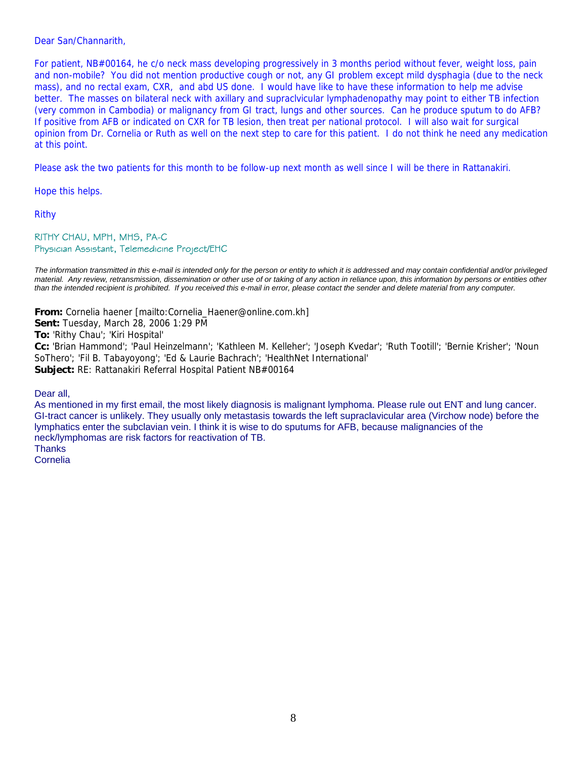Dear San/Channarith,

For patient, NB#00164, he c/o neck mass developing progressively in 3 months period without fever, weight loss, pain and non-mobile? You did not mention productive cough or not, any GI problem except mild dysphagia (due to the neck mass), and no rectal exam, CXR, and abd US done. I would have like to have these information to help me advise better. The masses on bilateral neck with axillary and supraclvicular lymphadenopathy may point to either TB infection (very common in Cambodia) or malignancy from GI tract, lungs and other sources. Can he produce sputum to do AFB? If positive from AFB or indicated on CXR for TB lesion, then treat per national protocol. I will also wait for surgical opinion from Dr. Cornelia or Ruth as well on the next step to care for this patient. I do not think he need any medication at this point.

Please ask the two patients for this month to be follow-up next month as well since I will be there in Rattanakiri.

Hope this helps.

Rithy

RITHY CHAU, MPH, MHS, PA-C
Physician Assistant, Telemedicine Project/EHC

*The information transmitted in this e-mail is intended only for the person or entity to which it is addressed and may contain confidential and/or privileged material. Any review, retransmission, dissemination or other use of or taking of any action in reliance upon, this information by persons or entities other than the intended recipient is prohibited. If you received this e-mail in error, please contact the sender and delete material from any computer.*

**From:** Cornelia haener [mailto:Cornelia_Haener@online.com.kh]
**Sent:** Tuesday, March 28, 2006 1:29 PM
**To:** 'Rithy Chau'; 'Kiri Hospital'
**Cc:** 'Brian Hammond'; 'Paul Heinzelmann'; 'Kathleen M. Kelleher'; 'Joseph Kvedar'; 'Ruth Tootill'; 'Bernie Krisher'; 'Noun SoThero'; 'Fil B. Tabayoyong'; 'Ed & Laurie Bachrach'; 'HealthNet International'
**Subject:** RE: Rattanakiri Referral Hospital Patient NB#00164

Dear all,
As mentioned in my first email, the most likely diagnosis is malignant lymphoma. Please rule out ENT and lung cancer. GI-tract cancer is unlikely. They usually only metastasis towards the left supraclavicular area (Virchow node) before the lymphatics enter the subclavian vein. I think it is wise to do sputums for AFB, because malignancies of the neck/lymphomas are risk factors for reactivation of TB.
Thanks
Cornelia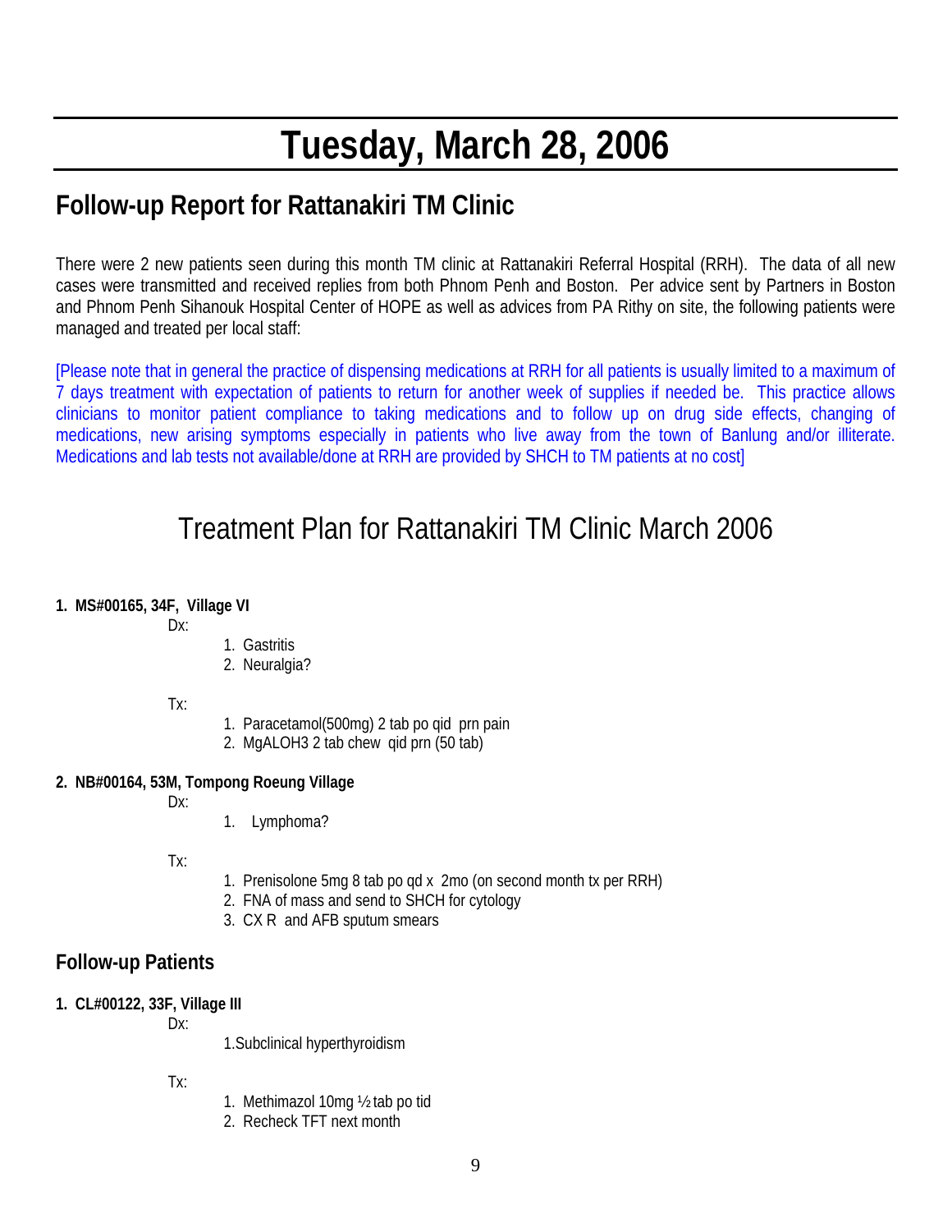# Tuesday, March 28, 2006

## Follow-up Report for Rattanakiri TM Clinic

There were 2 new patients seen during this month TM clinic at Rattanakiri Referral Hospital (RRH). The data of all new cases were transmitted and received replies from both Phnom Penh and Boston. Per advice sent by Partners in Boston and Phnom Penh Sihanouk Hospital Center of HOPE as well as advices from PA Rithy on site, the following patients were managed and treated per local staff:

[Please note that in general the practice of dispensing medications at RRH for all patients is usually limited to a maximum of 7 days treatment with expectation of patients to return for another week of supplies if needed be. This practice allows clinicians to monitor patient compliance to taking medications and to follow up on drug side effects, changing of medications, new arising symptoms especially in patients who live away from the town of Banlung and/or illiterate. Medications and lab tests not available/done at RRH are provided by SHCH to TM patients at no cost]

## Treatment Plan for Rattanakiri TM Clinic March 2006

**1. MS#00165, 34F, Village VI**

Dx:

1. Gastritis
2. Neuralgia?

Tx:

1. Paracetamol(500mg) 2 tab po qid prn pain
2. MgALOH3 2 tab chew qid prn (50 tab)

**2. NB#00164, 53M, Tompong Roeung Village**

Dx:

1. Lymphoma?

Tx:

1. Prenisolone 5mg 8 tab po qd x 2mo (on second month tx per RRH)
2. FNA of mass and send to SHCH for cytology
3. CX R and AFB sputum smears

## Follow-up Patients

**1. CL#00122, 33F, Village III**

Dx:

1. Subclinical hyperthyroidism

Tx:

1. Methimazol 10mg ½ tab po tid
2. Recheck TFT next month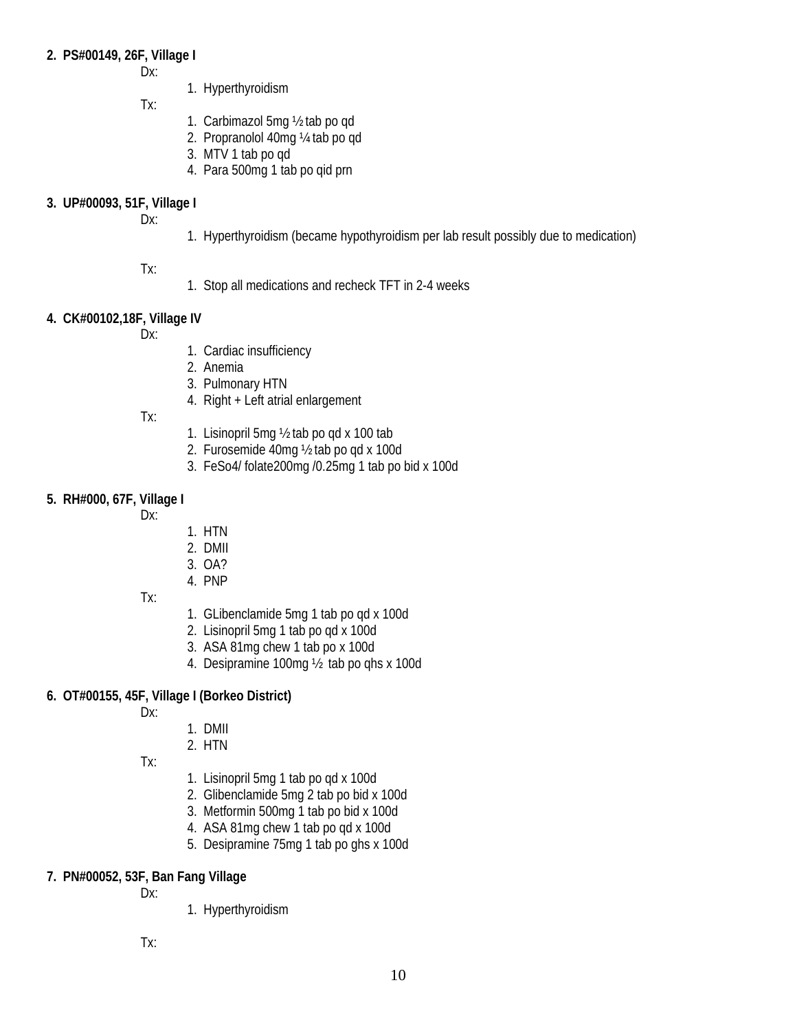2. **PS#00149, 26F, Village I**

   Dx:

   1. Hyperthyroidism

   Tx:

   1. Carbimazol 5mg ½ tab po qd
   2. Propranolol 40mg ¼ tab po qd
   3. MTV 1 tab po qd
   4. Para 500mg 1 tab po qid prn

3. **UP#00093, 51F, Village I**

   Dx:

   1. Hyperthyroidism (became hypothyroidism per lab result possibly due to medication)

   Tx:

   1. Stop all medications and recheck TFT in 2-4 weeks

4. **CK#00102,18F, Village IV**

   Dx:

   1. Cardiac insufficiency
   2. Anemia
   3. Pulmonary HTN
   4. Right + Left atrial enlargement

   Tx:

   1. Lisinopril 5mg ½ tab po qd x 100 tab
   2. Furosemide 40mg ½ tab po qd x 100d
   3. FeSo4/ folate200mg /0.25mg 1 tab po bid x 100d

5. **RH#000, 67F, Village I**

   Dx:

   1. HTN
   2. DMII
   3. OA?
   4. PNP

   Tx:

   1. GLibenclamide 5mg 1 tab po qd x 100d
   2. Lisinopril 5mg 1 tab po qd x 100d
   3. ASA 81mg chew 1 tab po x 100d
   4. Desipramine 100mg ½ tab po qhs x 100d

6. **OT#00155, 45F, Village I (Borkeo District)**

   Dx:

   1. DMII
   2. HTN

   Tx:

   1. Lisinopril 5mg 1 tab po qd x 100d
   2. Glibenclamide 5mg 2 tab po bid x 100d
   3. Metformin 500mg 1 tab po bid x 100d
   4. ASA 81mg chew 1 tab po qd x 100d
   5. Desipramine 75mg 1 tab po ghs x 100d

7. **PN#00052, 53F, Ban Fang Village**

   Dx:

   1. Hyperthyroidism

   Tx: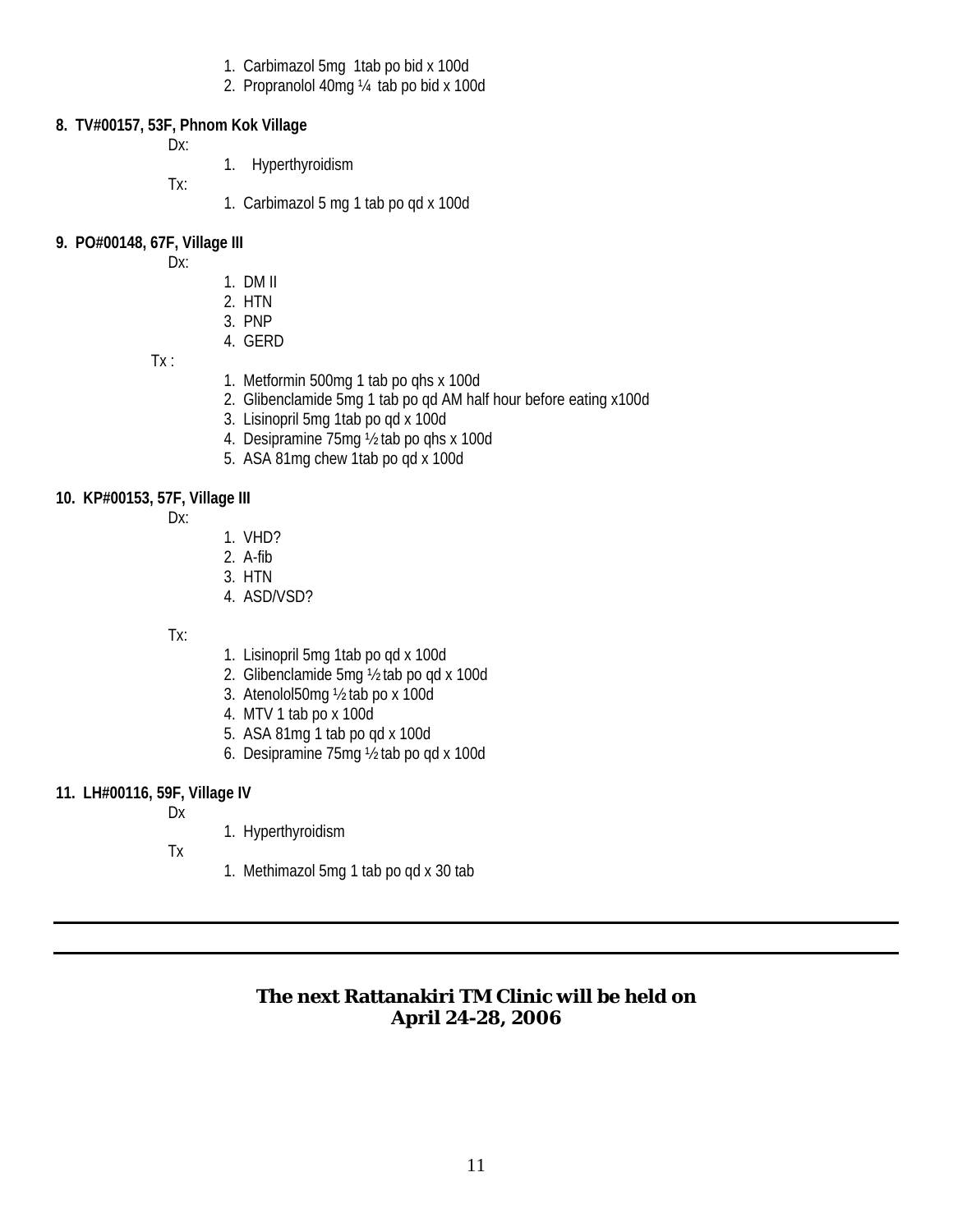1. Carbimazol 5mg 1tab po bid x 100d
2. Propranolol 40mg ¼ tab po bid x 100d

**8. TV#00157, 53F, Phnom Kok Village**

Dx:

1. Hyperthyroidism

Tx:

1. Carbimazol 5 mg 1 tab po qd x 100d

**9. PO#00148, 67F, Village III**

Dx:

1. DM II
2. HTN
3. PNP
4. GERD

Tx :

1. Metformin 500mg 1 tab po qhs x 100d
2. Glibenclamide 5mg 1 tab po qd AM half hour before eating x100d
3. Lisinopril 5mg 1tab po qd x 100d
4. Desipramine 75mg ½ tab po qhs x 100d
5. ASA 81mg chew 1tab po qd x 100d

**10. KP#00153, 57F, Village III**

Dx:

1. VHD?
2. A-fib
3. HTN
4. ASD/VSD?

Tx:

1. Lisinopril 5mg 1tab po qd x 100d
2. Glibenclamide 5mg ½ tab po qd x 100d
3. Atenolol50mg ½ tab po x 100d
4. MTV 1 tab po x 100d
5. ASA 81mg 1 tab po qd x 100d
6. Desipramine 75mg ½ tab po qd x 100d

**11. LH#00116, 59F, Village IV**

Dx

1. Hyperthyroidism

Tx

1. Methimazol 5mg 1 tab po qd x 30 tab

---

---

**The next Rattanakiri TM Clinic will be held on April 24-28, 2006**